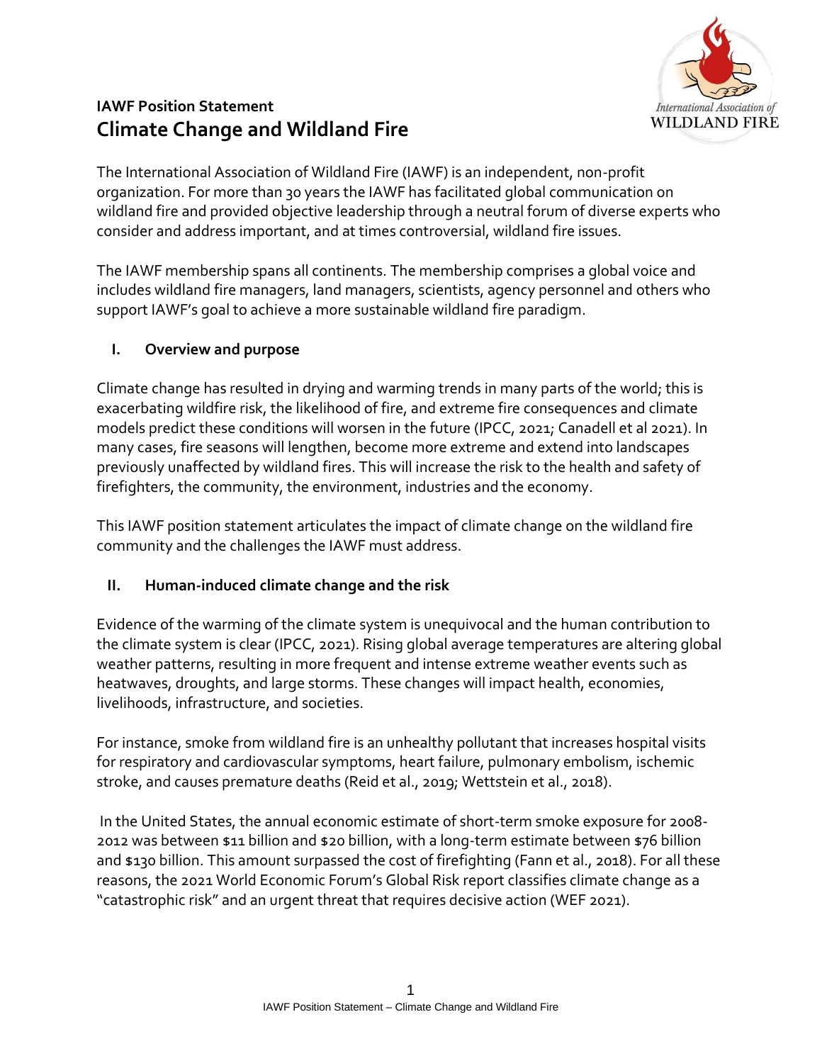**IAWF Position Statement**

# Climate Change and Wildland Fire

The International Association of Wildland Fire (IAWF) is an independent, non-profit organization. For more than 30 years the IAWF has facilitated global communication on wildland fire and provided objective leadership through a neutral forum of diverse experts who consider and address important, and at times controversial, wildland fire issues.

The IAWF membership spans all continents. The membership comprises a global voice and includes wildland fire managers, land managers, scientists, agency personnel and others who support IAWF's goal to achieve a more sustainable wildland fire paradigm.

## I. Overview and purpose

Climate change has resulted in drying and warming trends in many parts of the world; this is exacerbating wildfire risk, the likelihood of fire, and extreme fire consequences and climate models predict these conditions will worsen in the future (IPCC, 2021; Canadell et al 2021). In many cases, fire seasons will lengthen, become more extreme and extend into landscapes previously unaffected by wildland fires. This will increase the risk to the health and safety of firefighters, the community, the environment, industries and the economy.

This IAWF position statement articulates the impact of climate change on the wildland fire community and the challenges the IAWF must address.

## II. Human-induced climate change and the risk

Evidence of the warming of the climate system is unequivocal and the human contribution to the climate system is clear (IPCC, 2021). Rising global average temperatures are altering global weather patterns, resulting in more frequent and intense extreme weather events such as heatwaves, droughts, and large storms. These changes will impact health, economies, livelihoods, infrastructure, and societies.

For instance, smoke from wildland fire is an unhealthy pollutant that increases hospital visits for respiratory and cardiovascular symptoms, heart failure, pulmonary embolism, ischemic stroke, and causes premature deaths (Reid et al., 2019; Wettstein et al., 2018).

In the United States, the annual economic estimate of short-term smoke exposure for 2008-2012 was between $11 billion and $20 billion, with a long-term estimate between $76 billion and $130 billion. This amount surpassed the cost of firefighting (Fann et al., 2018). For all these reasons, the 2021 World Economic Forum's Global Risk report classifies climate change as a "catastrophic risk" and an urgent threat that requires decisive action (WEF 2021).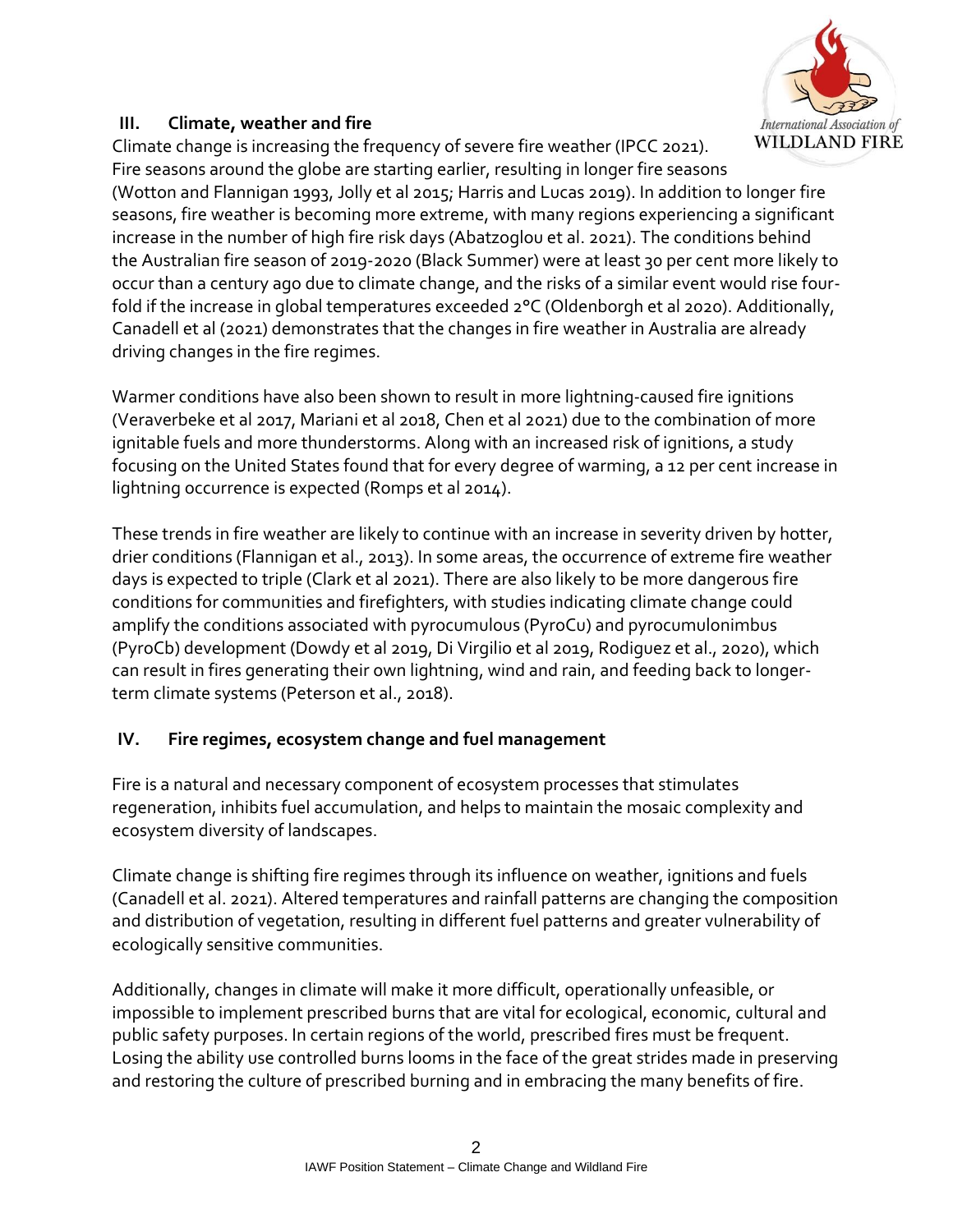## III. Climate, weather and fire

Climate change is increasing the frequency of severe fire weather (IPCC 2021). Fire seasons around the globe are starting earlier, resulting in longer fire seasons (Wotton and Flannigan 1993, Jolly et al 2015; Harris and Lucas 2019). In addition to longer fire seasons, fire weather is becoming more extreme, with many regions experiencing a significant increase in the number of high fire risk days (Abatzoglou et al. 2021). The conditions behind the Australian fire season of 2019-2020 (Black Summer) were at least 30 per cent more likely to occur than a century ago due to climate change, and the risks of a similar event would rise four-fold if the increase in global temperatures exceeded 2°C (Oldenborgh et al 2020). Additionally, Canadell et al (2021) demonstrates that the changes in fire weather in Australia are already driving changes in the fire regimes.

Warmer conditions have also been shown to result in more lightning-caused fire ignitions (Veraverbeke et al 2017, Mariani et al 2018, Chen et al 2021) due to the combination of more ignitable fuels and more thunderstorms. Along with an increased risk of ignitions, a study focusing on the United States found that for every degree of warming, a 12 per cent increase in lightning occurrence is expected (Romps et al 2014).

These trends in fire weather are likely to continue with an increase in severity driven by hotter, drier conditions (Flannigan et al., 2013). In some areas, the occurrence of extreme fire weather days is expected to triple (Clark et al 2021). There are also likely to be more dangerous fire conditions for communities and firefighters, with studies indicating climate change could amplify the conditions associated with pyrocumulous (PyroCu) and pyrocumulonimbus (PyroCb) development (Dowdy et al 2019, Di Virgilio et al 2019, Rodiguez et al., 2020), which can result in fires generating their own lightning, wind and rain, and feeding back to longer-term climate systems (Peterson et al., 2018).

## IV. Fire regimes, ecosystem change and fuel management

Fire is a natural and necessary component of ecosystem processes that stimulates regeneration, inhibits fuel accumulation, and helps to maintain the mosaic complexity and ecosystem diversity of landscapes.

Climate change is shifting fire regimes through its influence on weather, ignitions and fuels (Canadell et al. 2021). Altered temperatures and rainfall patterns are changing the composition and distribution of vegetation, resulting in different fuel patterns and greater vulnerability of ecologically sensitive communities.

Additionally, changes in climate will make it more difficult, operationally unfeasible, or impossible to implement prescribed burns that are vital for ecological, economic, cultural and public safety purposes. In certain regions of the world, prescribed fires must be frequent. Losing the ability use controlled burns looms in the face of the great strides made in preserving and restoring the culture of prescribed burning and in embracing the many benefits of fire.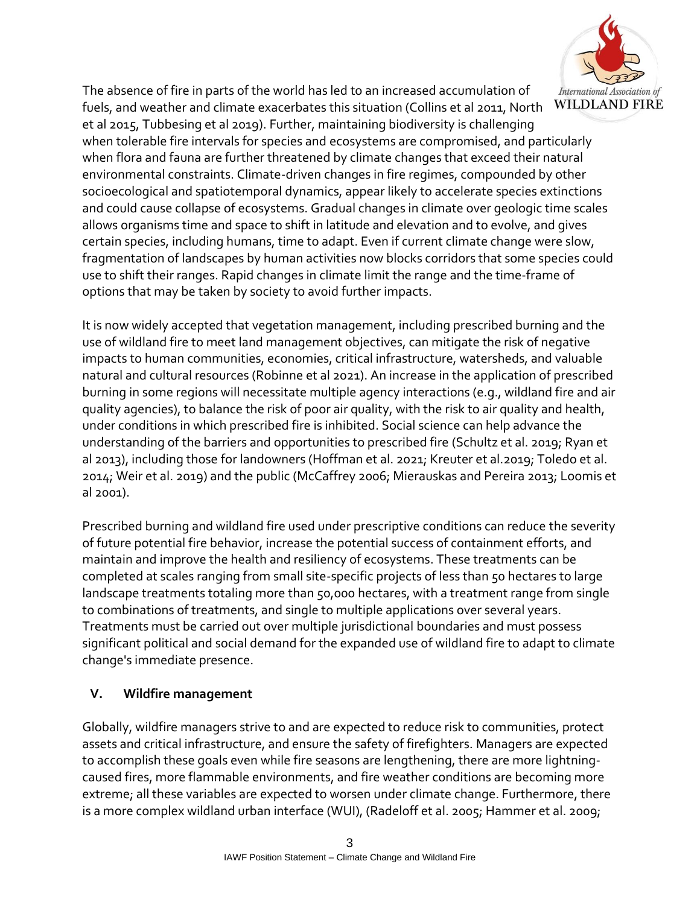The absence of fire in parts of the world has led to an increased accumulation of fuels, and weather and climate exacerbates this situation (Collins et al 2011, North et al 2015, Tubbesing et al 2019). Further, maintaining biodiversity is challenging when tolerable fire intervals for species and ecosystems are compromised, and particularly when flora and fauna are further threatened by climate changes that exceed their natural environmental constraints. Climate-driven changes in fire regimes, compounded by other socioecological and spatiotemporal dynamics, appear likely to accelerate species extinctions and could cause collapse of ecosystems. Gradual changes in climate over geologic time scales allows organisms time and space to shift in latitude and elevation and to evolve, and gives certain species, including humans, time to adapt. Even if current climate change were slow, fragmentation of landscapes by human activities now blocks corridors that some species could use to shift their ranges. Rapid changes in climate limit the range and the time-frame of options that may be taken by society to avoid further impacts.

It is now widely accepted that vegetation management, including prescribed burning and the use of wildland fire to meet land management objectives, can mitigate the risk of negative impacts to human communities, economies, critical infrastructure, watersheds, and valuable natural and cultural resources (Robinne et al 2021). An increase in the application of prescribed burning in some regions will necessitate multiple agency interactions (e.g., wildland fire and air quality agencies), to balance the risk of poor air quality, with the risk to air quality and health, under conditions in which prescribed fire is inhibited. Social science can help advance the understanding of the barriers and opportunities to prescribed fire (Schultz et al. 2019; Ryan et al 2013), including those for landowners (Hoffman et al. 2021; Kreuter et al.2019; Toledo et al. 2014; Weir et al. 2019) and the public (McCaffrey 2006; Mierauskas and Pereira 2013; Loomis et al 2001).

Prescribed burning and wildland fire used under prescriptive conditions can reduce the severity of future potential fire behavior, increase the potential success of containment efforts, and maintain and improve the health and resiliency of ecosystems. These treatments can be completed at scales ranging from small site-specific projects of less than 50 hectares to large landscape treatments totaling more than 50,000 hectares, with a treatment range from single to combinations of treatments, and single to multiple applications over several years. Treatments must be carried out over multiple jurisdictional boundaries and must possess significant political and social demand for the expanded use of wildland fire to adapt to climate change's immediate presence.

## V. Wildfire management

Globally, wildfire managers strive to and are expected to reduce risk to communities, protect assets and critical infrastructure, and ensure the safety of firefighters. Managers are expected to accomplish these goals even while fire seasons are lengthening, there are more lightning-caused fires, more flammable environments, and fire weather conditions are becoming more extreme; all these variables are expected to worsen under climate change. Furthermore, there is a more complex wildland urban interface (WUI), (Radeloff et al. 2005; Hammer et al. 2009;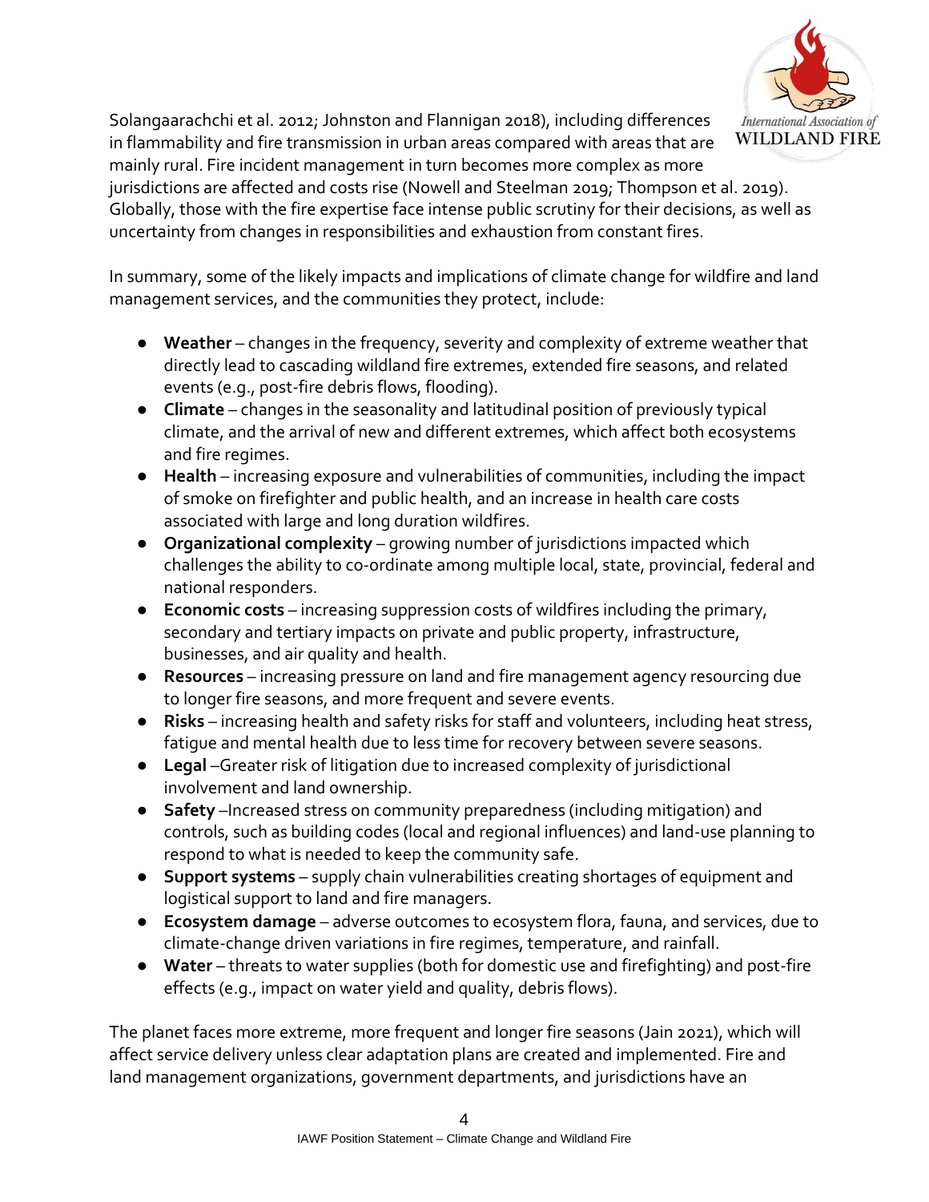Solangaarachchi et al. 2012; Johnston and Flannigan 2018), including differences in flammability and fire transmission in urban areas compared with areas that are mainly rural. Fire incident management in turn becomes more complex as more jurisdictions are affected and costs rise (Nowell and Steelman 2019; Thompson et al. 2019). Globally, those with the fire expertise face intense public scrutiny for their decisions, as well as uncertainty from changes in responsibilities and exhaustion from constant fires.

In summary, some of the likely impacts and implications of climate change for wildfire and land management services, and the communities they protect, include:

- **Weather** – changes in the frequency, severity and complexity of extreme weather that directly lead to cascading wildland fire extremes, extended fire seasons, and related events (e.g., post-fire debris flows, flooding).
- **Climate** – changes in the seasonality and latitudinal position of previously typical climate, and the arrival of new and different extremes, which affect both ecosystems and fire regimes.
- **Health** – increasing exposure and vulnerabilities of communities, including the impact of smoke on firefighter and public health, and an increase in health care costs associated with large and long duration wildfires.
- **Organizational complexity** – growing number of jurisdictions impacted which challenges the ability to co-ordinate among multiple local, state, provincial, federal and national responders.
- **Economic costs** – increasing suppression costs of wildfires including the primary, secondary and tertiary impacts on private and public property, infrastructure, businesses, and air quality and health.
- **Resources** – increasing pressure on land and fire management agency resourcing due to longer fire seasons, and more frequent and severe events.
- **Risks** – increasing health and safety risks for staff and volunteers, including heat stress, fatigue and mental health due to less time for recovery between severe seasons.
- **Legal** –Greater risk of litigation due to increased complexity of jurisdictional involvement and land ownership.
- **Safety** –Increased stress on community preparedness (including mitigation) and controls, such as building codes (local and regional influences) and land-use planning to respond to what is needed to keep the community safe.
- **Support systems** – supply chain vulnerabilities creating shortages of equipment and logistical support to land and fire managers.
- **Ecosystem damage** – adverse outcomes to ecosystem flora, fauna, and services, due to climate-change driven variations in fire regimes, temperature, and rainfall.
- **Water** – threats to water supplies (both for domestic use and firefighting) and post-fire effects (e.g., impact on water yield and quality, debris flows).

The planet faces more extreme, more frequent and longer fire seasons (Jain 2021), which will affect service delivery unless clear adaptation plans are created and implemented. Fire and land management organizations, government departments, and jurisdictions have an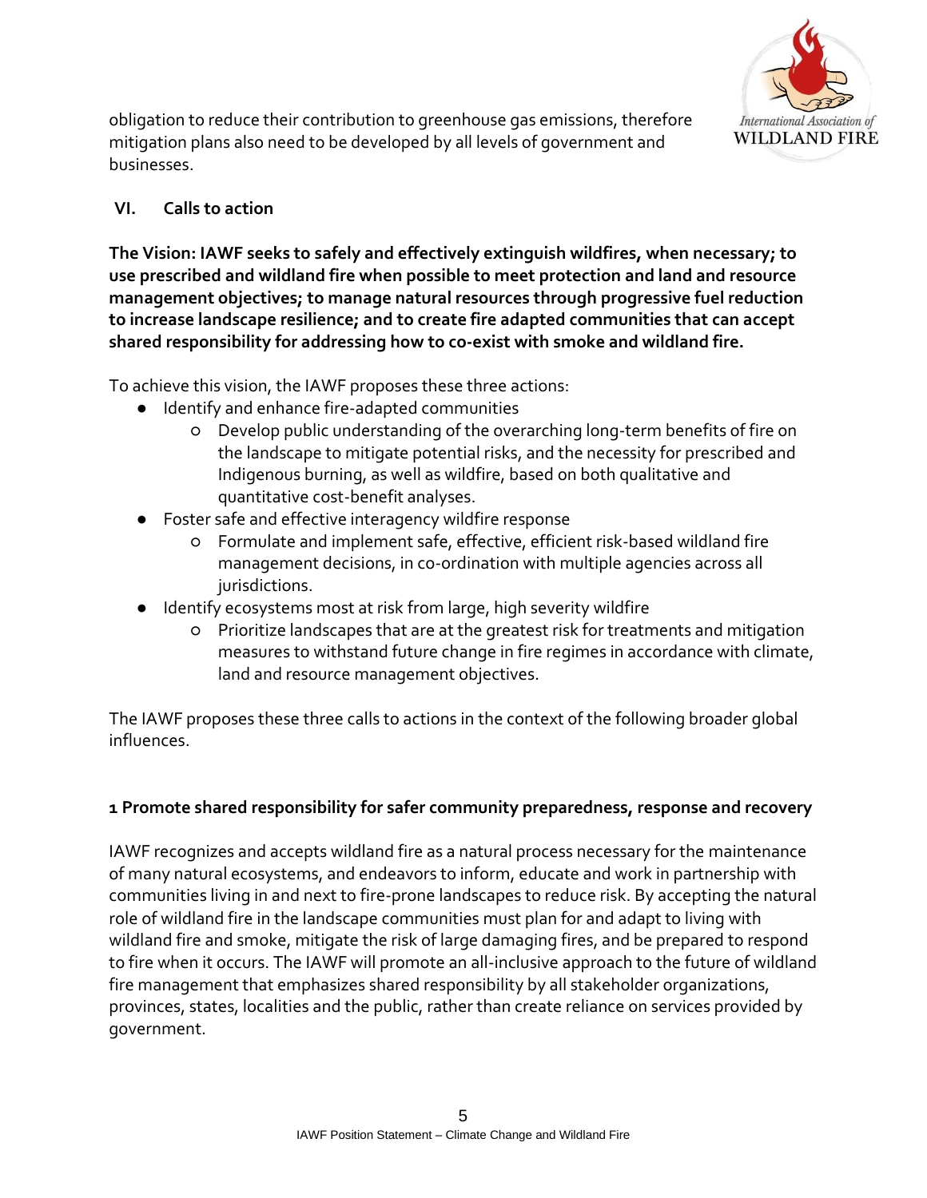obligation to reduce their contribution to greenhouse gas emissions, therefore mitigation plans also need to be developed by all levels of government and businesses.

## VI. Calls to action

**The Vision: IAWF seeks to safely and effectively extinguish wildfires, when necessary; to use prescribed and wildland fire when possible to meet protection and land and resource management objectives; to manage natural resources through progressive fuel reduction to increase landscape resilience; and to create fire adapted communities that can accept shared responsibility for addressing how to co-exist with smoke and wildland fire.**

To achieve this vision, the IAWF proposes these three actions:

- Identify and enhance fire-adapted communities
  - Develop public understanding of the overarching long-term benefits of fire on the landscape to mitigate potential risks, and the necessity for prescribed and Indigenous burning, as well as wildfire, based on both qualitative and quantitative cost-benefit analyses.
- Foster safe and effective interagency wildfire response
  - Formulate and implement safe, effective, efficient risk-based wildland fire management decisions, in co-ordination with multiple agencies across all jurisdictions.
- Identify ecosystems most at risk from large, high severity wildfire
  - Prioritize landscapes that are at the greatest risk for treatments and mitigation measures to withstand future change in fire regimes in accordance with climate, land and resource management objectives.

The IAWF proposes these three calls to actions in the context of the following broader global influences.

### 1 Promote shared responsibility for safer community preparedness, response and recovery

IAWF recognizes and accepts wildland fire as a natural process necessary for the maintenance of many natural ecosystems, and endeavors to inform, educate and work in partnership with communities living in and next to fire-prone landscapes to reduce risk. By accepting the natural role of wildland fire in the landscape communities must plan for and adapt to living with wildland fire and smoke, mitigate the risk of large damaging fires, and be prepared to respond to fire when it occurs. The IAWF will promote an all-inclusive approach to the future of wildland fire management that emphasizes shared responsibility by all stakeholder organizations, provinces, states, localities and the public, rather than create reliance on services provided by government.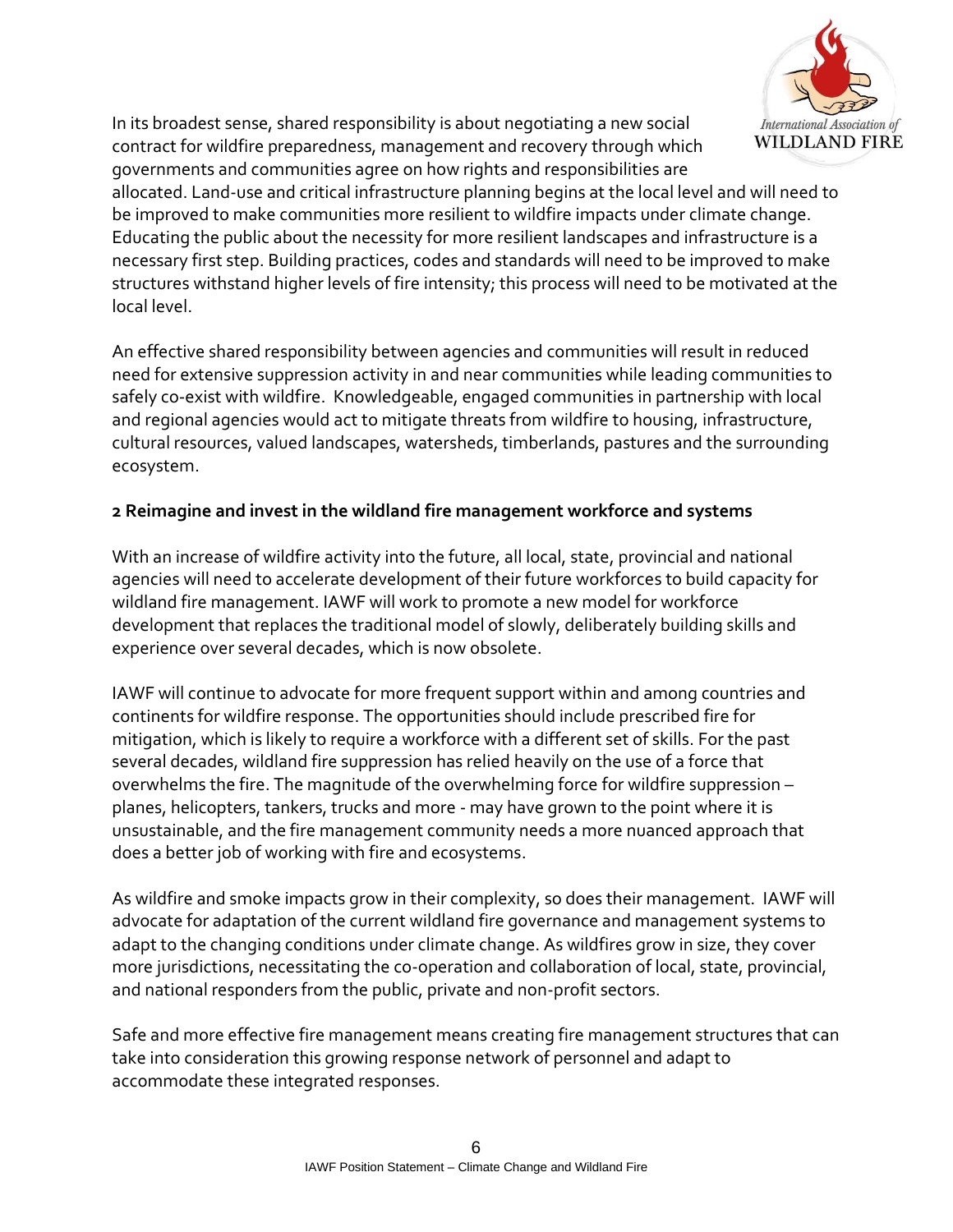In its broadest sense, shared responsibility is about negotiating a new social contract for wildfire preparedness, management and recovery through which governments and communities agree on how rights and responsibilities are allocated. Land-use and critical infrastructure planning begins at the local level and will need to be improved to make communities more resilient to wildfire impacts under climate change. Educating the public about the necessity for more resilient landscapes and infrastructure is a necessary first step. Building practices, codes and standards will need to be improved to make structures withstand higher levels of fire intensity; this process will need to be motivated at the local level.

An effective shared responsibility between agencies and communities will result in reduced need for extensive suppression activity in and near communities while leading communities to safely co-exist with wildfire. Knowledgeable, engaged communities in partnership with local and regional agencies would act to mitigate threats from wildfire to housing, infrastructure, cultural resources, valued landscapes, watersheds, timberlands, pastures and the surrounding ecosystem.

**2 Reimagine and invest in the wildland fire management workforce and systems**

With an increase of wildfire activity into the future, all local, state, provincial and national agencies will need to accelerate development of their future workforces to build capacity for wildland fire management. IAWF will work to promote a new model for workforce development that replaces the traditional model of slowly, deliberately building skills and experience over several decades, which is now obsolete.

IAWF will continue to advocate for more frequent support within and among countries and continents for wildfire response. The opportunities should include prescribed fire for mitigation, which is likely to require a workforce with a different set of skills. For the past several decades, wildland fire suppression has relied heavily on the use of a force that overwhelms the fire. The magnitude of the overwhelming force for wildfire suppression – planes, helicopters, tankers, trucks and more - may have grown to the point where it is unsustainable, and the fire management community needs a more nuanced approach that does a better job of working with fire and ecosystems.

As wildfire and smoke impacts grow in their complexity, so does their management. IAWF will advocate for adaptation of the current wildland fire governance and management systems to adapt to the changing conditions under climate change. As wildfires grow in size, they cover more jurisdictions, necessitating the co-operation and collaboration of local, state, provincial, and national responders from the public, private and non-profit sectors.

Safe and more effective fire management means creating fire management structures that can take into consideration this growing response network of personnel and adapt to accommodate these integrated responses.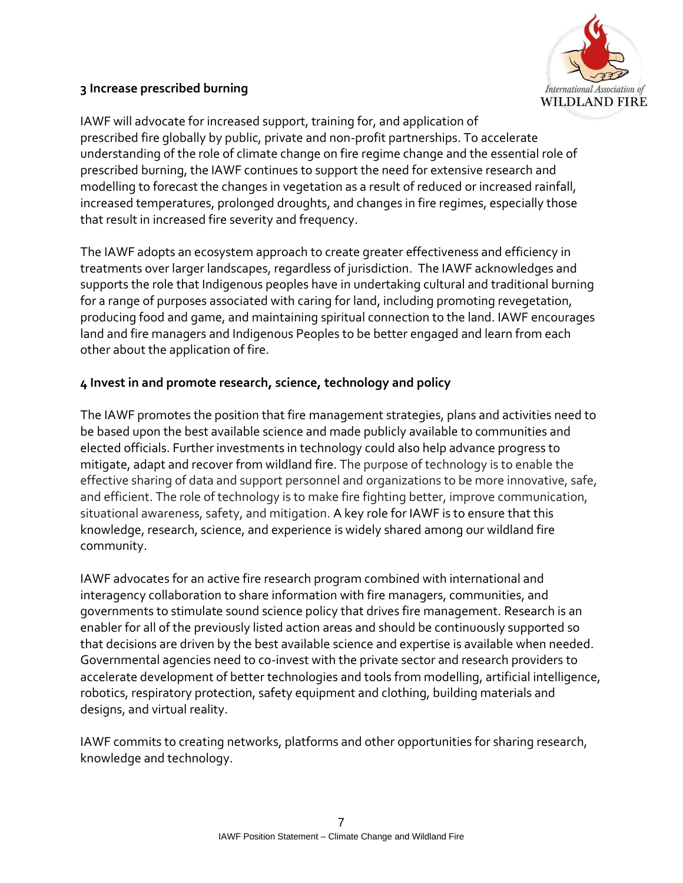### 3 Increase prescribed burning

IAWF will advocate for increased support, training for, and application of prescribed fire globally by public, private and non-profit partnerships. To accelerate understanding of the role of climate change on fire regime change and the essential role of prescribed burning, the IAWF continues to support the need for extensive research and modelling to forecast the changes in vegetation as a result of reduced or increased rainfall, increased temperatures, prolonged droughts, and changes in fire regimes, especially those that result in increased fire severity and frequency.

The IAWF adopts an ecosystem approach to create greater effectiveness and efficiency in treatments over larger landscapes, regardless of jurisdiction. The IAWF acknowledges and supports the role that Indigenous peoples have in undertaking cultural and traditional burning for a range of purposes associated with caring for land, including promoting revegetation, producing food and game, and maintaining spiritual connection to the land. IAWF encourages land and fire managers and Indigenous Peoples to be better engaged and learn from each other about the application of fire.

### 4 Invest in and promote research, science, technology and policy

The IAWF promotes the position that fire management strategies, plans and activities need to be based upon the best available science and made publicly available to communities and elected officials. Further investments in technology could also help advance progress to mitigate, adapt and recover from wildland fire. The purpose of technology is to enable the effective sharing of data and support personnel and organizations to be more innovative, safe, and efficient. The role of technology is to make fire fighting better, improve communication, situational awareness, safety, and mitigation. A key role for IAWF is to ensure that this knowledge, research, science, and experience is widely shared among our wildland fire community.

IAWF advocates for an active fire research program combined with international and interagency collaboration to share information with fire managers, communities, and governments to stimulate sound science policy that drives fire management. Research is an enabler for all of the previously listed action areas and should be continuously supported so that decisions are driven by the best available science and expertise is available when needed. Governmental agencies need to co-invest with the private sector and research providers to accelerate development of better technologies and tools from modelling, artificial intelligence, robotics, respiratory protection, safety equipment and clothing, building materials and designs, and virtual reality.

IAWF commits to creating networks, platforms and other opportunities for sharing research, knowledge and technology.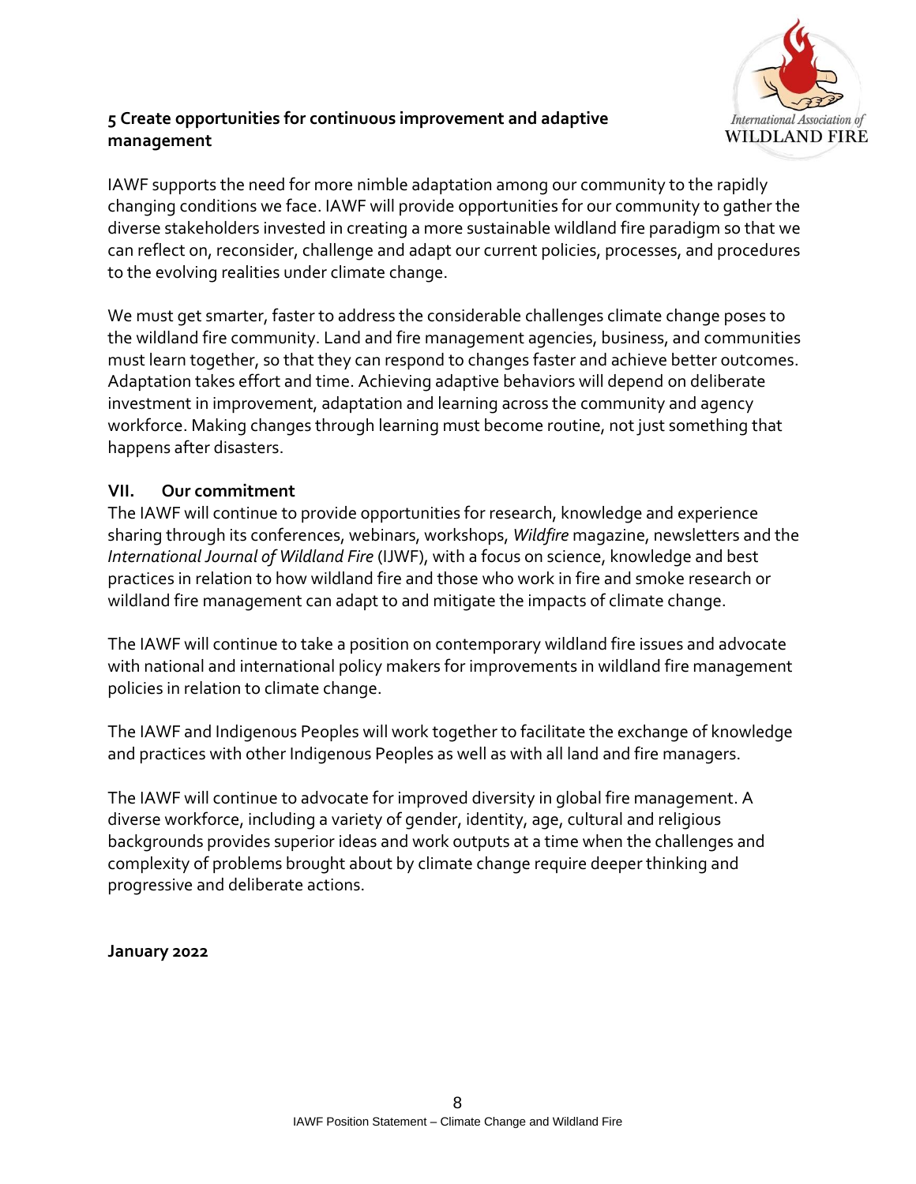**5 Create opportunities for continuous improvement and adaptive management**

IAWF supports the need for more nimble adaptation among our community to the rapidly changing conditions we face. IAWF will provide opportunities for our community to gather the diverse stakeholders invested in creating a more sustainable wildland fire paradigm so that we can reflect on, reconsider, challenge and adapt our current policies, processes, and procedures to the evolving realities under climate change.

We must get smarter, faster to address the considerable challenges climate change poses to the wildland fire community. Land and fire management agencies, business, and communities must learn together, so that they can respond to changes faster and achieve better outcomes. Adaptation takes effort and time. Achieving adaptive behaviors will depend on deliberate investment in improvement, adaptation and learning across the community and agency workforce. Making changes through learning must become routine, not just something that happens after disasters.

## VII. Our commitment

The IAWF will continue to provide opportunities for research, knowledge and experience sharing through its conferences, webinars, workshops, *Wildfire* magazine, newsletters and the *International Journal of Wildland Fire* (IJWF), with a focus on science, knowledge and best practices in relation to how wildland fire and those who work in fire and smoke research or wildland fire management can adapt to and mitigate the impacts of climate change.

The IAWF will continue to take a position on contemporary wildland fire issues and advocate with national and international policy makers for improvements in wildland fire management policies in relation to climate change.

The IAWF and Indigenous Peoples will work together to facilitate the exchange of knowledge and practices with other Indigenous Peoples as well as with all land and fire managers.

The IAWF will continue to advocate for improved diversity in global fire management. A diverse workforce, including a variety of gender, identity, age, cultural and religious backgrounds provides superior ideas and work outputs at a time when the challenges and complexity of problems brought about by climate change require deeper thinking and progressive and deliberate actions.

**January 2022**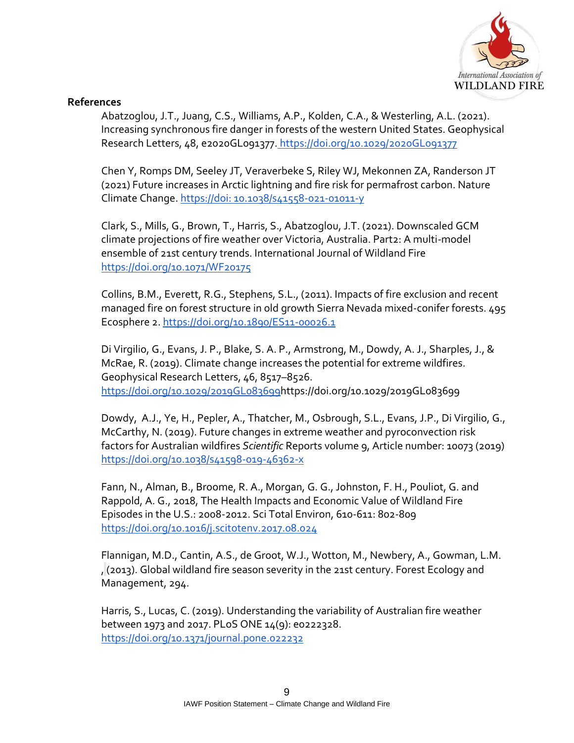**References**

Abatzoglou, J.T., Juang, C.S., Williams, A.P., Kolden, C.A., & Westerling, A.L. (2021). Increasing synchronous fire danger in forests of the western United States. Geophysical Research Letters, 48, e2020GL091377. https://doi.org/10.1029/2020GL091377

Chen Y, Romps DM, Seeley JT, Veraverbeke S, Riley WJ, Mekonnen ZA, Randerson JT (2021) Future increases in Arctic lightning and fire risk for permafrost carbon. Nature Climate Change. https://doi: 10.1038/s41558-021-01011-y

Clark, S., Mills, G., Brown, T., Harris, S., Abatzoglou, J.T. (2021). Downscaled GCM climate projections of fire weather over Victoria, Australia. Part2: A multi-model ensemble of 21st century trends. International Journal of Wildland Fire https://doi.org/10.1071/WF20175

Collins, B.M., Everett, R.G., Stephens, S.L., (2011). Impacts of fire exclusion and recent managed fire on forest structure in old growth Sierra Nevada mixed-conifer forests. 495 Ecosphere 2. https://doi.org/10.1890/ES11-00026.1

Di Virgilio, G., Evans, J. P., Blake, S. A. P., Armstrong, M., Dowdy, A. J., Sharples, J., & McRae, R. (2019). Climate change increases the potential for extreme wildfires. Geophysical Research Letters, 46, 8517–8526. https://doi.org/10.1029/2019GL083699https://doi.org/10.1029/2019GL083699

Dowdy, A.J., Ye, H., Pepler, A., Thatcher, M., Osbrough, S.L., Evans, J.P., Di Virgilio, G., McCarthy, N. (2019). Future changes in extreme weather and pyroconvection risk factors for Australian wildfires *Scientific* Reports volume 9, Article number: 10073 (2019) https://doi.org/10.1038/s41598-019-46362-x

Fann, N., Alman, B., Broome, R. A., Morgan, G. G., Johnston, F. H., Pouliot, G. and Rappold, A. G., 2018, The Health Impacts and Economic Value of Wildland Fire Episodes in the U.S.: 2008-2012. Sci Total Environ, 610-611: 802-809 https://doi.org/10.1016/j.scitotenv.2017.08.024

Flannigan, M.D., Cantin, A.S., de Groot, W.J., Wotton, M., Newbery, A., Gowman, L.M. , (2013). Global wildland fire season severity in the 21st century. Forest Ecology and Management, 294.

Harris, S., Lucas, C. (2019). Understanding the variability of Australian fire weather between 1973 and 2017. PLoS ONE 14(9): e0222328. https://doi.org/10.1371/journal.pone.022232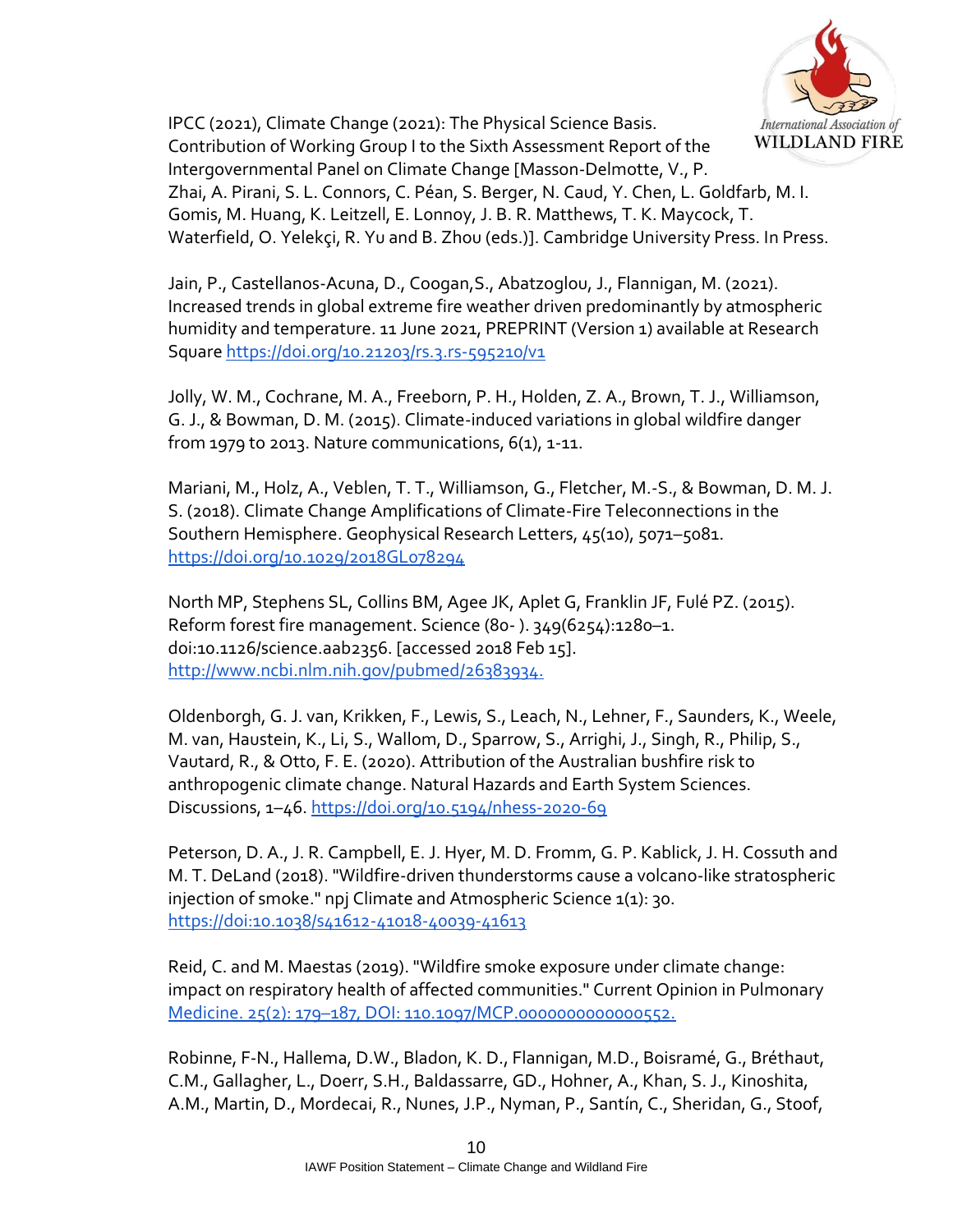IPCC (2021), Climate Change (2021): The Physical Science Basis. Contribution of Working Group I to the Sixth Assessment Report of the Intergovernmental Panel on Climate Change [Masson-Delmotte, V., P. Zhai, A. Pirani, S. L. Connors, C. Péan, S. Berger, N. Caud, Y. Chen, L. Goldfarb, M. I. Gomis, M. Huang, K. Leitzell, E. Lonnoy, J. B. R. Matthews, T. K. Maycock, T. Waterfield, O. Yelekçi, R. Yu and B. Zhou (eds.)]. Cambridge University Press. In Press.

Jain, P., Castellanos-Acuna, D., Coogan,S., Abatzoglou, J., Flannigan, M. (2021). Increased trends in global extreme fire weather driven predominantly by atmospheric humidity and temperature. 11 June 2021, PREPRINT (Version 1) available at Research Square https://doi.org/10.21203/rs.3.rs-595210/v1

Jolly, W. M., Cochrane, M. A., Freeborn, P. H., Holden, Z. A., Brown, T. J., Williamson, G. J., & Bowman, D. M. (2015). Climate-induced variations in global wildfire danger from 1979 to 2013. Nature communications, 6(1), 1-11.

Mariani, M., Holz, A., Veblen, T. T., Williamson, G., Fletcher, M.-S., & Bowman, D. M. J. S. (2018). Climate Change Amplifications of Climate-Fire Teleconnections in the Southern Hemisphere. Geophysical Research Letters, 45(10), 5071–5081. https://doi.org/10.1029/2018GL078294

North MP, Stephens SL, Collins BM, Agee JK, Aplet G, Franklin JF, Fulé PZ. (2015). Reform forest fire management. Science (80- ). 349(6254):1280–1. doi:10.1126/science.aab2356. [accessed 2018 Feb 15]. http://www.ncbi.nlm.nih.gov/pubmed/26383934.

Oldenborgh, G. J. van, Krikken, F., Lewis, S., Leach, N., Lehner, F., Saunders, K., Weele, M. van, Haustein, K., Li, S., Wallom, D., Sparrow, S., Arrighi, J., Singh, R., Philip, S., Vautard, R., & Otto, F. E. (2020). Attribution of the Australian bushfire risk to anthropogenic climate change. Natural Hazards and Earth System Sciences. Discussions, 1–46. https://doi.org/10.5194/nhess-2020-69

Peterson, D. A., J. R. Campbell, E. J. Hyer, M. D. Fromm, G. P. Kablick, J. H. Cossuth and M. T. DeLand (2018). "Wildfire-driven thunderstorms cause a volcano-like stratospheric injection of smoke." npj Climate and Atmospheric Science 1(1): 30. https://doi:10.1038/s41612-41018-40039-41613

Reid, C. and M. Maestas (2019). "Wildfire smoke exposure under climate change: impact on respiratory health of affected communities." Current Opinion in Pulmonary Medicine. 25(2): 179–187, DOI: 110.1097/MCP.0000000000000552.

Robinne, F-N., Hallema, D.W., Bladon, K. D., Flannigan, M.D., Boisramé, G., Bréthaut, C.M., Gallagher, L., Doerr, S.H., Baldassarre, GD., Hohner, A., Khan, S. J., Kinoshita, A.M., Martin, D., Mordecai, R., Nunes, J.P., Nyman, P., Santín, C., Sheridan, G., Stoof,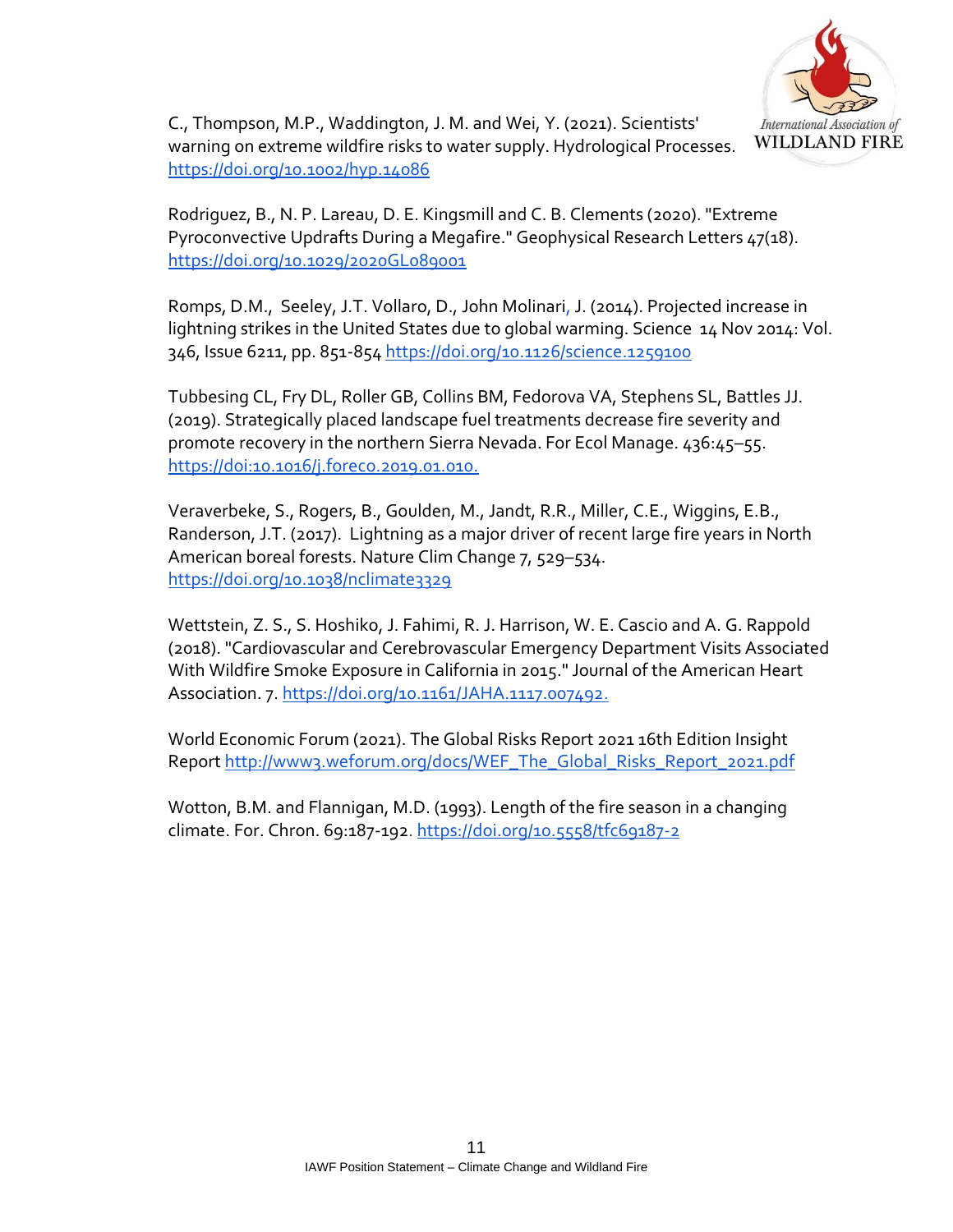C., Thompson, M.P., Waddington, J. M. and Wei, Y. (2021). Scientists' warning on extreme wildfire risks to water supply. Hydrological Processes. https://doi.org/10.1002/hyp.14086

Rodriguez, B., N. P. Lareau, D. E. Kingsmill and C. B. Clements (2020). "Extreme Pyroconvective Updrafts During a Megafire." Geophysical Research Letters 47(18). https://doi.org/10.1029/2020GL089001

Romps, D.M., Seeley, J.T. Vollaro, D., John Molinari, J. (2014). Projected increase in lightning strikes in the United States due to global warming. Science 14 Nov 2014: Vol. 346, Issue 6211, pp. 851-854 https://doi.org/10.1126/science.1259100

Tubbesing CL, Fry DL, Roller GB, Collins BM, Fedorova VA, Stephens SL, Battles JJ. (2019). Strategically placed landscape fuel treatments decrease fire severity and promote recovery in the northern Sierra Nevada. For Ecol Manage. 436:45–55. https://doi:10.1016/j.foreco.2019.01.010.

Veraverbeke, S., Rogers, B., Goulden, M., Jandt, R.R., Miller, C.E., Wiggins, E.B., Randerson, J.T. (2017). Lightning as a major driver of recent large fire years in North American boreal forests. Nature Clim Change 7, 529–534. https://doi.org/10.1038/nclimate3329

Wettstein, Z. S., S. Hoshiko, J. Fahimi, R. J. Harrison, W. E. Cascio and A. G. Rappold (2018). "Cardiovascular and Cerebrovascular Emergency Department Visits Associated With Wildfire Smoke Exposure in California in 2015." Journal of the American Heart Association. 7. https://doi.org/10.1161/JAHA.1117.007492.

World Economic Forum (2021). The Global Risks Report 2021 16th Edition Insight Report http://www3.weforum.org/docs/WEF_The_Global_Risks_Report_2021.pdf

Wotton, B.M. and Flannigan, M.D. (1993). Length of the fire season in a changing climate. For. Chron. 69:187-192. https://doi.org/10.5558/tfc69187-2